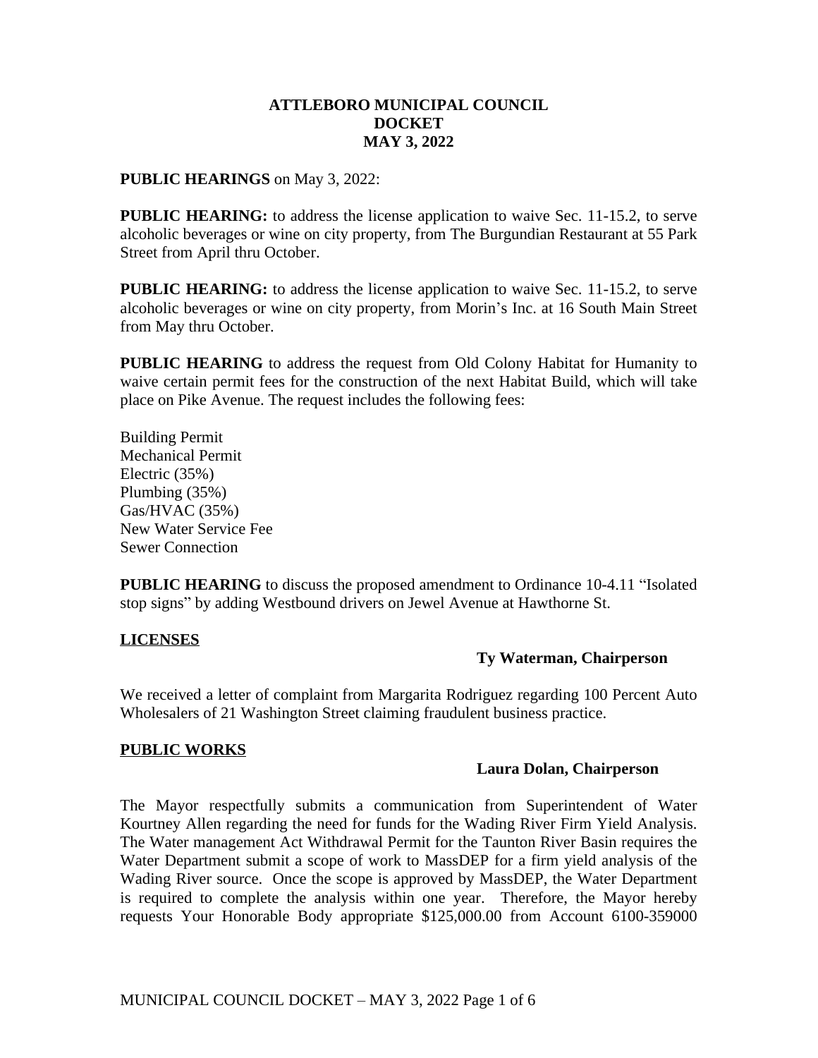# ATTLEBORO MUNICIPAL COUNCIL
# DOCKET
# MAY 3, 2022

**PUBLIC HEARINGS** on May 3, 2022:

**PUBLIC HEARING:** to address the license application to waive Sec. 11-15.2, to serve alcoholic beverages or wine on city property, from The Burgundian Restaurant at 55 Park Street from April thru October.

**PUBLIC HEARING:** to address the license application to waive Sec. 11-15.2, to serve alcoholic beverages or wine on city property, from Morin's Inc. at 16 South Main Street from May thru October.

**PUBLIC HEARING** to address the request from Old Colony Habitat for Humanity to waive certain permit fees for the construction of the next Habitat Build, which will take place on Pike Avenue. The request includes the following fees:

Building Permit
Mechanical Permit
Electric (35%)
Plumbing (35%)
Gas/HVAC (35%)
New Water Service Fee
Sewer Connection

**PUBLIC HEARING** to discuss the proposed amendment to Ordinance 10-4.11 "Isolated stop signs" by adding Westbound drivers on Jewel Avenue at Hawthorne St.

## LICENSES

**Ty Waterman, Chairperson**

We received a letter of complaint from Margarita Rodriguez regarding 100 Percent Auto Wholesalers of 21 Washington Street claiming fraudulent business practice.

## PUBLIC WORKS

**Laura Dolan, Chairperson**

The Mayor respectfully submits a communication from Superintendent of Water Kourtney Allen regarding the need for funds for the Wading River Firm Yield Analysis. The Water management Act Withdrawal Permit for the Taunton River Basin requires the Water Department submit a scope of work to MassDEP for a firm yield analysis of the Wading River source. Once the scope is approved by MassDEP, the Water Department is required to complete the analysis within one year. Therefore, the Mayor hereby requests Your Honorable Body appropriate $125,000.00 from Account 6100-359000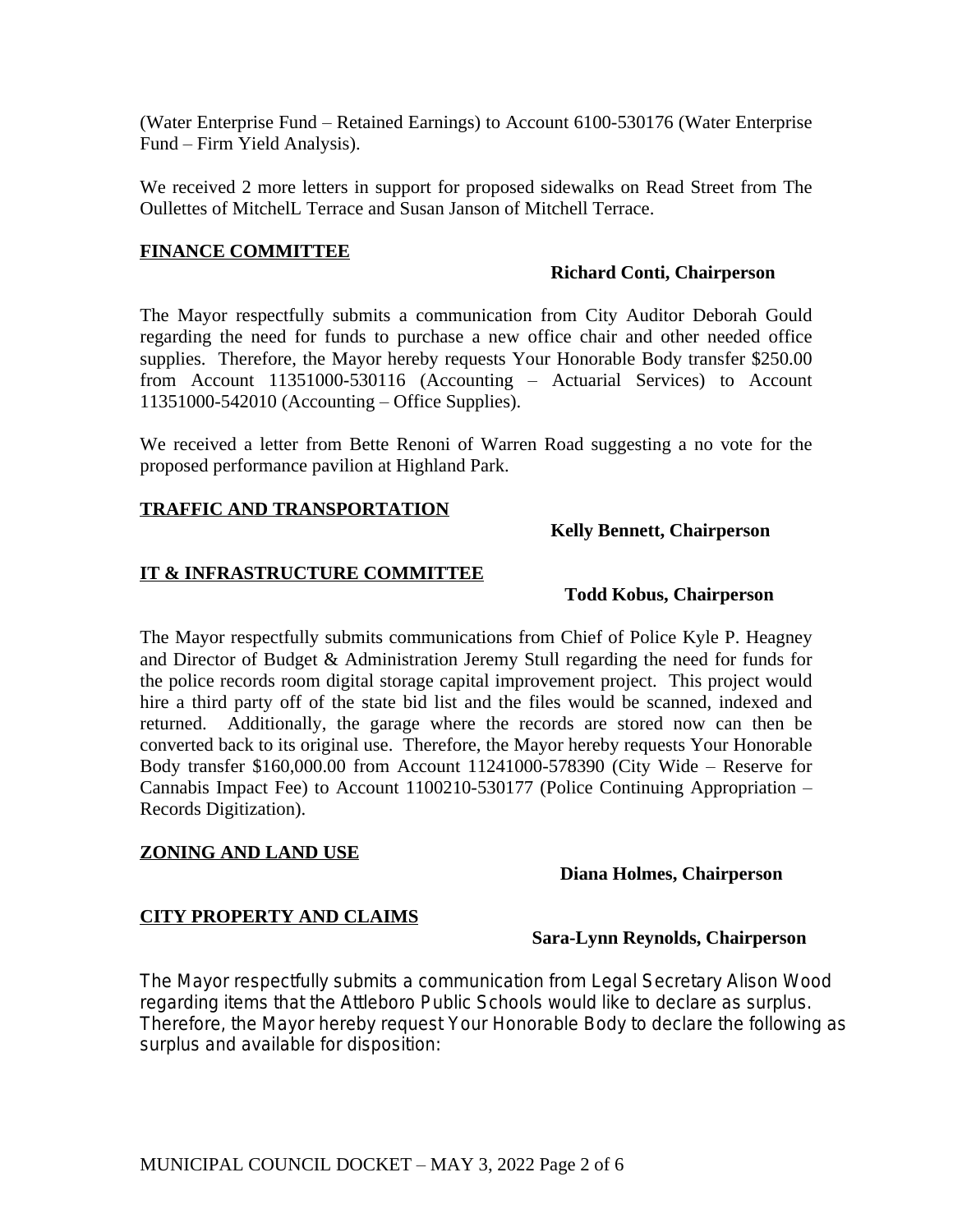(Water Enterprise Fund – Retained Earnings) to Account 6100-530176 (Water Enterprise Fund – Firm Yield Analysis).

We received 2 more letters in support for proposed sidewalks on Read Street from The Oullettes of MitchelL Terrace and Susan Janson of Mitchell Terrace.

## FINANCE COMMITTEE

**Richard Conti, Chairperson**

The Mayor respectfully submits a communication from City Auditor Deborah Gould regarding the need for funds to purchase a new office chair and other needed office supplies. Therefore, the Mayor hereby requests Your Honorable Body transfer $250.00 from Account 11351000-530116 (Accounting – Actuarial Services) to Account 11351000-542010 (Accounting – Office Supplies).

We received a letter from Bette Renoni of Warren Road suggesting a no vote for the proposed performance pavilion at Highland Park.

## TRAFFIC AND TRANSPORTATION

**Kelly Bennett, Chairperson**

## IT & INFRASTRUCTURE COMMITTEE

**Todd Kobus, Chairperson**

The Mayor respectfully submits communications from Chief of Police Kyle P. Heagney and Director of Budget & Administration Jeremy Stull regarding the need for funds for the police records room digital storage capital improvement project. This project would hire a third party off of the state bid list and the files would be scanned, indexed and returned. Additionally, the garage where the records are stored now can then be converted back to its original use. Therefore, the Mayor hereby requests Your Honorable Body transfer $160,000.00 from Account 11241000-578390 (City Wide – Reserve for Cannabis Impact Fee) to Account 1100210-530177 (Police Continuing Appropriation – Records Digitization).

## ZONING AND LAND USE

**Diana Holmes, Chairperson**

## CITY PROPERTY AND CLAIMS

**Sara-Lynn Reynolds, Chairperson**

The Mayor respectfully submits a communication from Legal Secretary Alison Wood regarding items that the Attleboro Public Schools would like to declare as surplus. Therefore, the Mayor hereby request Your Honorable Body to declare the following as surplus and available for disposition: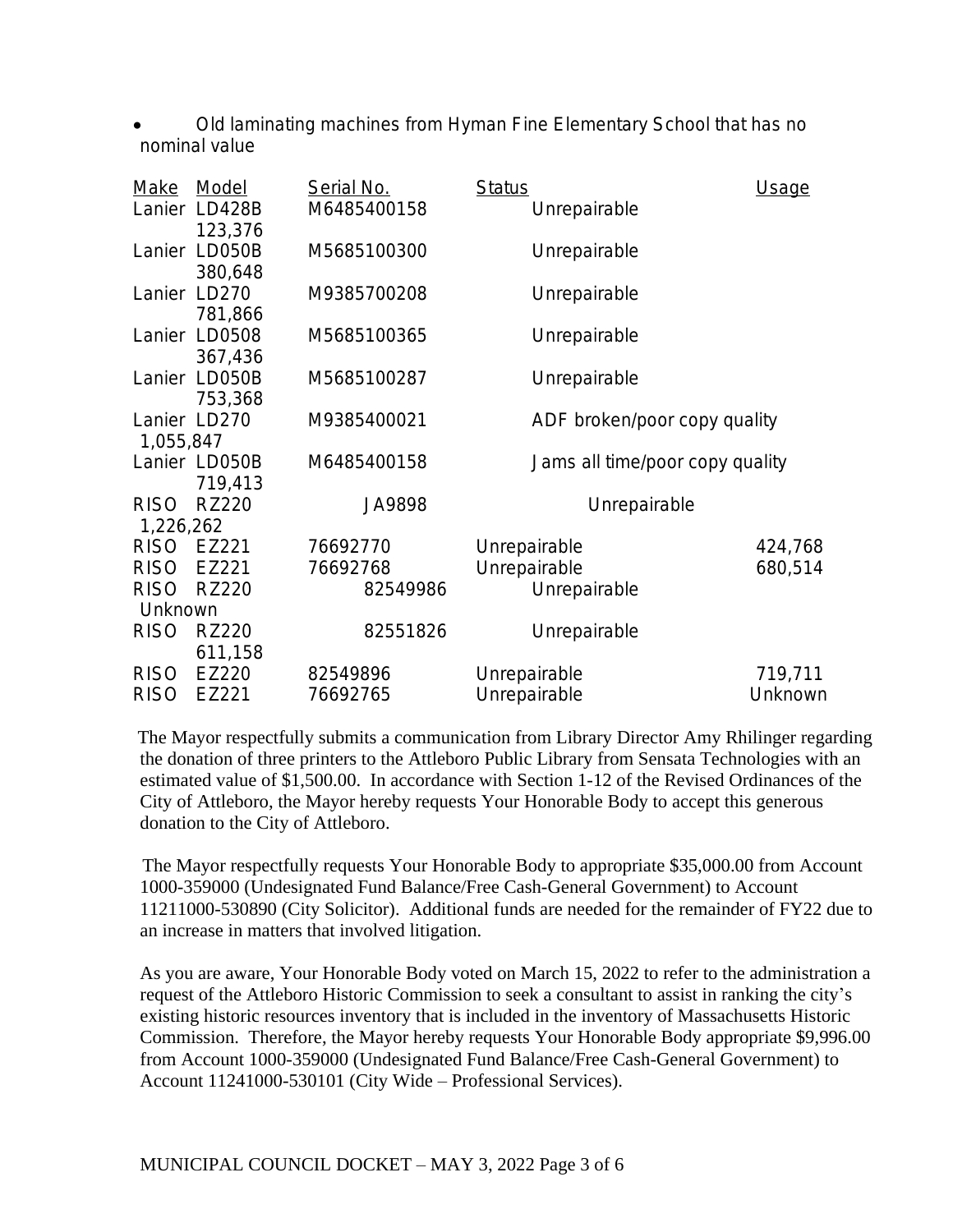- Old laminating machines from Hyman Fine Elementary School that has no nominal value

| Make | Model | Serial No. | Status | Usage |
|---|---|---|---|---|
| Lanier | LD428B | M6485400158 | Unrepairable | 123,376 |
| Lanier | LD050B | M5685100300 | Unrepairable | 380,648 |
| Lanier | LD270 | M9385700208 | Unrepairable | 781,866 |
| Lanier | LD0508 | M5685100365 | Unrepairable | 367,436 |
| Lanier | LD050B | M5685100287 | Unrepairable | 753,368 |
| Lanier | LD270 | M9385400021 | ADF broken/poor copy quality | 1,055,847 |
| Lanier | LD050B | M6485400158 | Jams all time/poor copy quality | 719,413 |
| RISO | RZ220 | JA9898 | Unrepairable | 1,226,262 |
| RISO | EZ221 | 76692770 | Unrepairable | 424,768 |
| RISO | EZ221 | 76692768 | Unrepairable | 680,514 |
| RISO | RZ220 | 82549986 | Unrepairable | Unknown |
| RISO | RZ220 | 82551826 | Unrepairable | 611,158 |
| RISO | EZ220 | 82549896 | Unrepairable | 719,711 |
| RISO | EZ221 | 76692765 | Unrepairable | Unknown |

The Mayor respectfully submits a communication from Library Director Amy Rhilinger regarding the donation of three printers to the Attleboro Public Library from Sensata Technologies with an estimated value of $1,500.00. In accordance with Section 1-12 of the Revised Ordinances of the City of Attleboro, the Mayor hereby requests Your Honorable Body to accept this generous donation to the City of Attleboro.

The Mayor respectfully requests Your Honorable Body to appropriate $35,000.00 from Account 1000-359000 (Undesignated Fund Balance/Free Cash-General Government) to Account 11211000-530890 (City Solicitor). Additional funds are needed for the remainder of FY22 due to an increase in matters that involved litigation.

As you are aware, Your Honorable Body voted on March 15, 2022 to refer to the administration a request of the Attleboro Historic Commission to seek a consultant to assist in ranking the city's existing historic resources inventory that is included in the inventory of Massachusetts Historic Commission. Therefore, the Mayor hereby requests Your Honorable Body appropriate $9,996.00 from Account 1000-359000 (Undesignated Fund Balance/Free Cash-General Government) to Account 11241000-530101 (City Wide – Professional Services).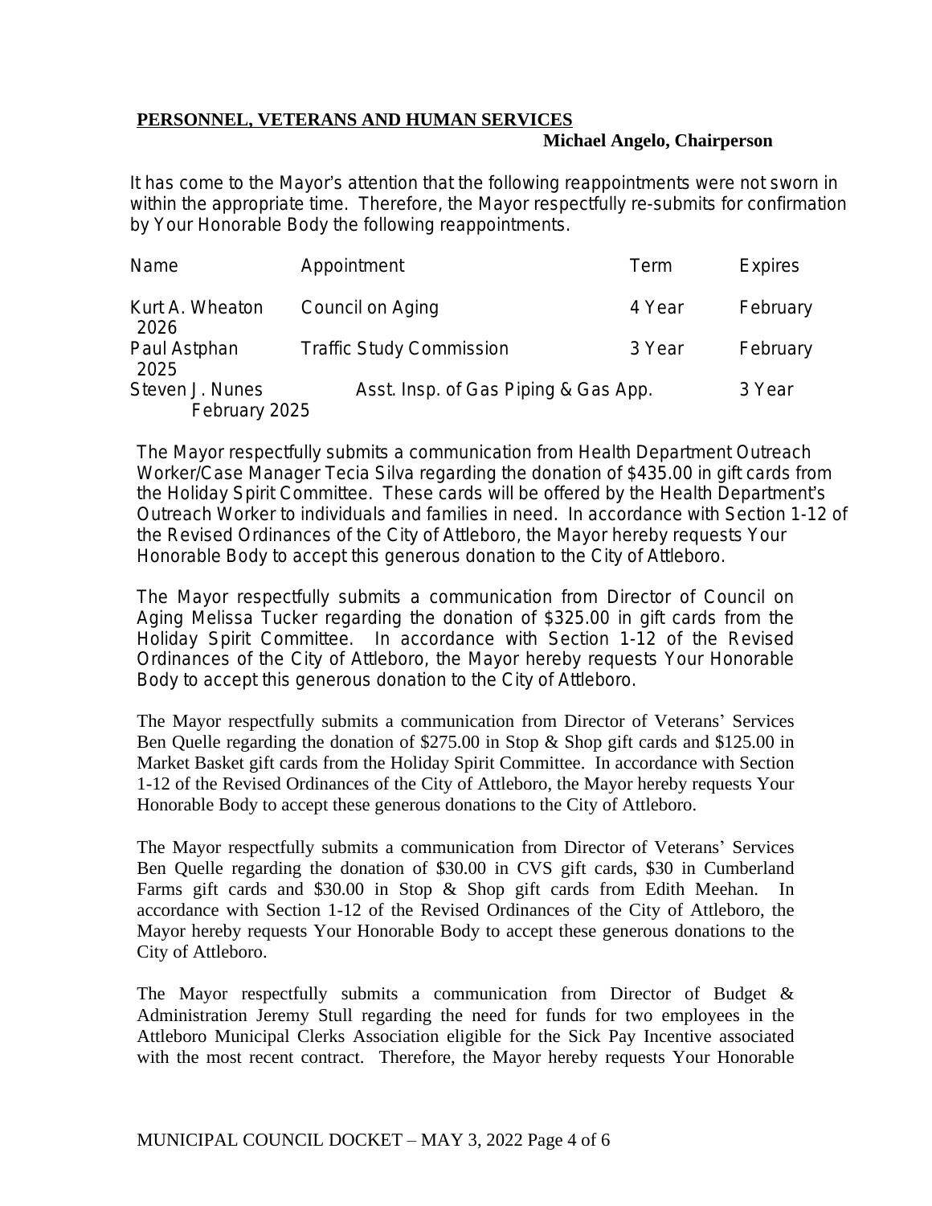**PERSONNEL, VETERANS AND HUMAN SERVICES**

**Michael Angelo, Chairperson**

It has come to the Mayor's attention that the following reappointments were not sworn in within the appropriate time. Therefore, the Mayor respectfully re-submits for confirmation by Your Honorable Body the following reappointments.

| Name | Appointment | Term | Expires |
|---|---|---|---|
| Kurt A. Wheaton | Council on Aging | 4 Year | February 2026 |
| Paul Astphan | Traffic Study Commission | 3 Year | February 2025 |
| Steven J. Nunes | Asst. Insp. of Gas Piping & Gas App. | 3 Year | February 2025 |

The Mayor respectfully submits a communication from Health Department Outreach Worker/Case Manager Tecia Silva regarding the donation of $435.00 in gift cards from the Holiday Spirit Committee. These cards will be offered by the Health Department's Outreach Worker to individuals and families in need. In accordance with Section 1-12 of the Revised Ordinances of the City of Attleboro, the Mayor hereby requests Your Honorable Body to accept this generous donation to the City of Attleboro.

The Mayor respectfully submits a communication from Director of Council on Aging Melissa Tucker regarding the donation of $325.00 in gift cards from the Holiday Spirit Committee. In accordance with Section 1-12 of the Revised Ordinances of the City of Attleboro, the Mayor hereby requests Your Honorable Body to accept this generous donation to the City of Attleboro.

The Mayor respectfully submits a communication from Director of Veterans' Services Ben Quelle regarding the donation of $275.00 in Stop & Shop gift cards and $125.00 in Market Basket gift cards from the Holiday Spirit Committee. In accordance with Section 1-12 of the Revised Ordinances of the City of Attleboro, the Mayor hereby requests Your Honorable Body to accept these generous donations to the City of Attleboro.

The Mayor respectfully submits a communication from Director of Veterans' Services Ben Quelle regarding the donation of $30.00 in CVS gift cards, $30 in Cumberland Farms gift cards and $30.00 in Stop & Shop gift cards from Edith Meehan. In accordance with Section 1-12 of the Revised Ordinances of the City of Attleboro, the Mayor hereby requests Your Honorable Body to accept these generous donations to the City of Attleboro.

The Mayor respectfully submits a communication from Director of Budget & Administration Jeremy Stull regarding the need for funds for two employees in the Attleboro Municipal Clerks Association eligible for the Sick Pay Incentive associated with the most recent contract. Therefore, the Mayor hereby requests Your Honorable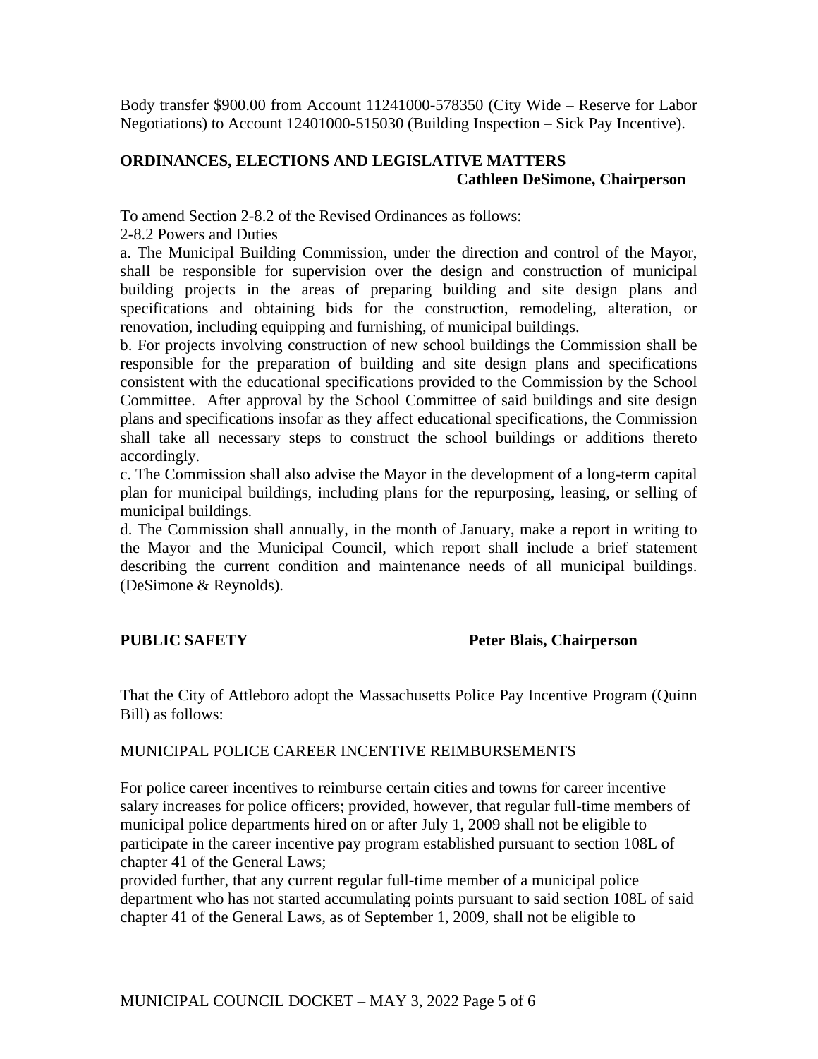Body transfer $900.00 from Account 11241000-578350 (City Wide – Reserve for Labor Negotiations) to Account 12401000-515030 (Building Inspection – Sick Pay Incentive).

**ORDINANCES, ELECTIONS AND LEGISLATIVE MATTERS**
**Cathleen DeSimone, Chairperson**

To amend Section 2-8.2 of the Revised Ordinances as follows:

2-8.2 Powers and Duties

a. The Municipal Building Commission, under the direction and control of the Mayor, shall be responsible for supervision over the design and construction of municipal building projects in the areas of preparing building and site design plans and specifications and obtaining bids for the construction, remodeling, alteration, or renovation, including equipping and furnishing, of municipal buildings.

b. For projects involving construction of new school buildings the Commission shall be responsible for the preparation of building and site design plans and specifications consistent with the educational specifications provided to the Commission by the School Committee. After approval by the School Committee of said buildings and site design plans and specifications insofar as they affect educational specifications, the Commission shall take all necessary steps to construct the school buildings or additions thereto accordingly.

c. The Commission shall also advise the Mayor in the development of a long-term capital plan for municipal buildings, including plans for the repurposing, leasing, or selling of municipal buildings.

d. The Commission shall annually, in the month of January, make a report in writing to the Mayor and the Municipal Council, which report shall include a brief statement describing the current condition and maintenance needs of all municipal buildings. (DeSimone & Reynolds).

**PUBLIC SAFETY** **Peter Blais, Chairperson**

That the City of Attleboro adopt the Massachusetts Police Pay Incentive Program (Quinn Bill) as follows:

MUNICIPAL POLICE CAREER INCENTIVE REIMBURSEMENTS

For police career incentives to reimburse certain cities and towns for career incentive salary increases for police officers; provided, however, that regular full-time members of municipal police departments hired on or after July 1, 2009 shall not be eligible to participate in the career incentive pay program established pursuant to section 108L of chapter 41 of the General Laws;

provided further, that any current regular full-time member of a municipal police department who has not started accumulating points pursuant to said section 108L of said chapter 41 of the General Laws, as of September 1, 2009, shall not be eligible to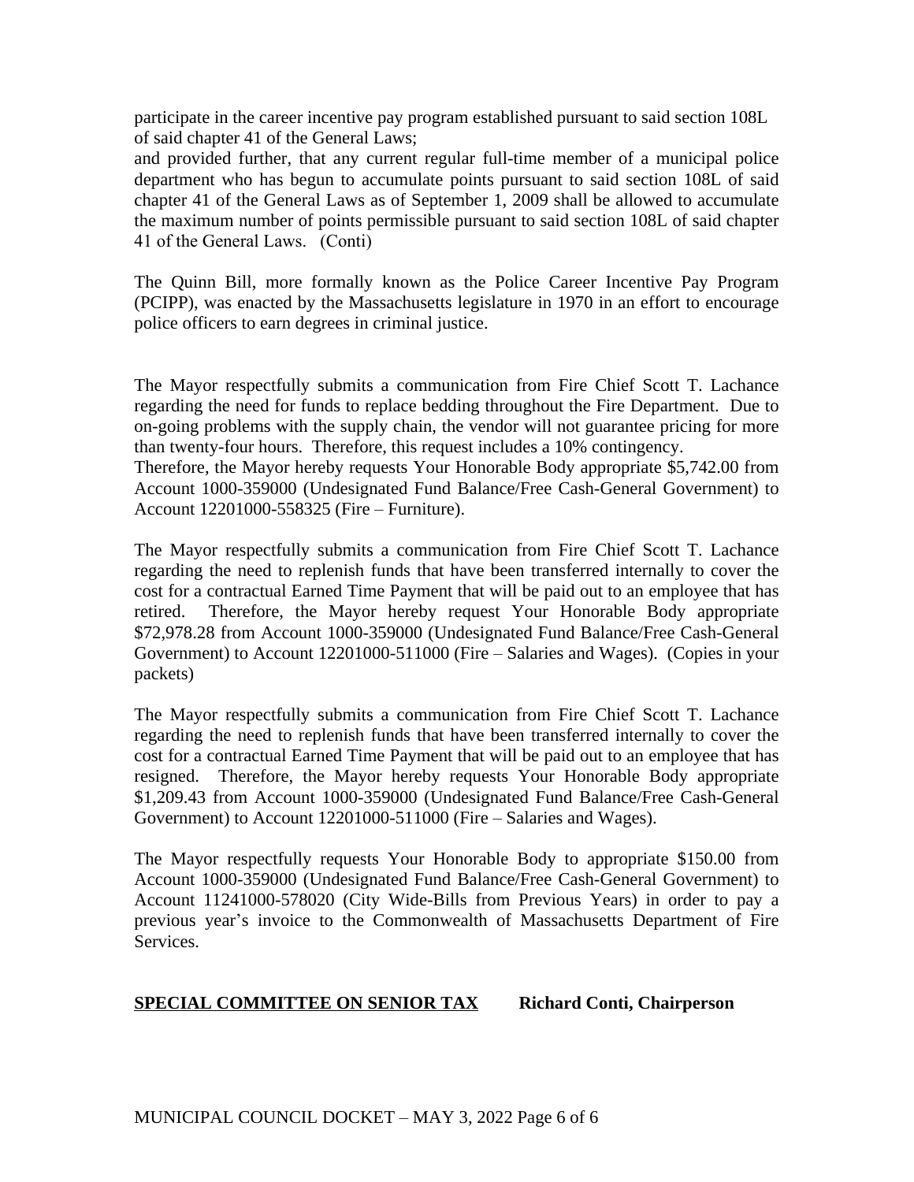participate in the career incentive pay program established pursuant to said section 108L of said chapter 41 of the General Laws;

and provided further, that any current regular full-time member of a municipal police department who has begun to accumulate points pursuant to said section 108L of said chapter 41 of the General Laws as of September 1, 2009 shall be allowed to accumulate the maximum number of points permissible pursuant to said section 108L of said chapter 41 of the General Laws. (Conti)

The Quinn Bill, more formally known as the Police Career Incentive Pay Program (PCIPP), was enacted by the Massachusetts legislature in 1970 in an effort to encourage police officers to earn degrees in criminal justice.

The Mayor respectfully submits a communication from Fire Chief Scott T. Lachance regarding the need for funds to replace bedding throughout the Fire Department. Due to on-going problems with the supply chain, the vendor will not guarantee pricing for more than twenty-four hours. Therefore, this request includes a 10% contingency.

Therefore, the Mayor hereby requests Your Honorable Body appropriate $5,742.00 from Account 1000-359000 (Undesignated Fund Balance/Free Cash-General Government) to Account 12201000-558325 (Fire – Furniture).

The Mayor respectfully submits a communication from Fire Chief Scott T. Lachance regarding the need to replenish funds that have been transferred internally to cover the cost for a contractual Earned Time Payment that will be paid out to an employee that has retired. Therefore, the Mayor hereby request Your Honorable Body appropriate $72,978.28 from Account 1000-359000 (Undesignated Fund Balance/Free Cash-General Government) to Account 12201000-511000 (Fire – Salaries and Wages). (Copies in your packets)

The Mayor respectfully submits a communication from Fire Chief Scott T. Lachance regarding the need to replenish funds that have been transferred internally to cover the cost for a contractual Earned Time Payment that will be paid out to an employee that has resigned. Therefore, the Mayor hereby requests Your Honorable Body appropriate $1,209.43 from Account 1000-359000 (Undesignated Fund Balance/Free Cash-General Government) to Account 12201000-511000 (Fire – Salaries and Wages).

The Mayor respectfully requests Your Honorable Body to appropriate $150.00 from Account 1000-359000 (Undesignated Fund Balance/Free Cash-General Government) to Account 11241000-578020 (City Wide-Bills from Previous Years) in order to pay a previous year's invoice to the Commonwealth of Massachusetts Department of Fire Services.

**SPECIAL COMMITTEE ON SENIOR TAX** **Richard Conti, Chairperson**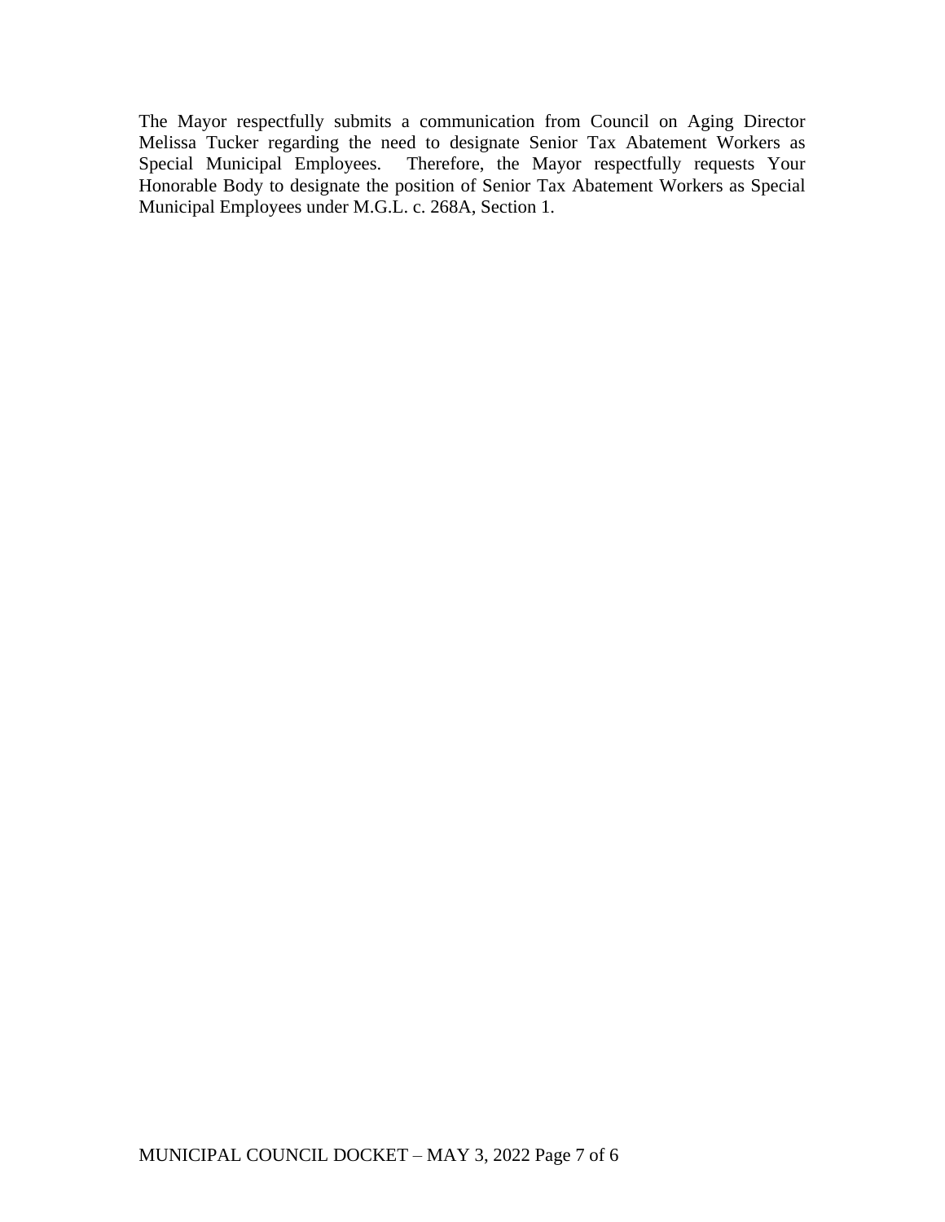The Mayor respectfully submits a communication from Council on Aging Director Melissa Tucker regarding the need to designate Senior Tax Abatement Workers as Special Municipal Employees. Therefore, the Mayor respectfully requests Your Honorable Body to designate the position of Senior Tax Abatement Workers as Special Municipal Employees under M.G.L. c. 268A, Section 1.